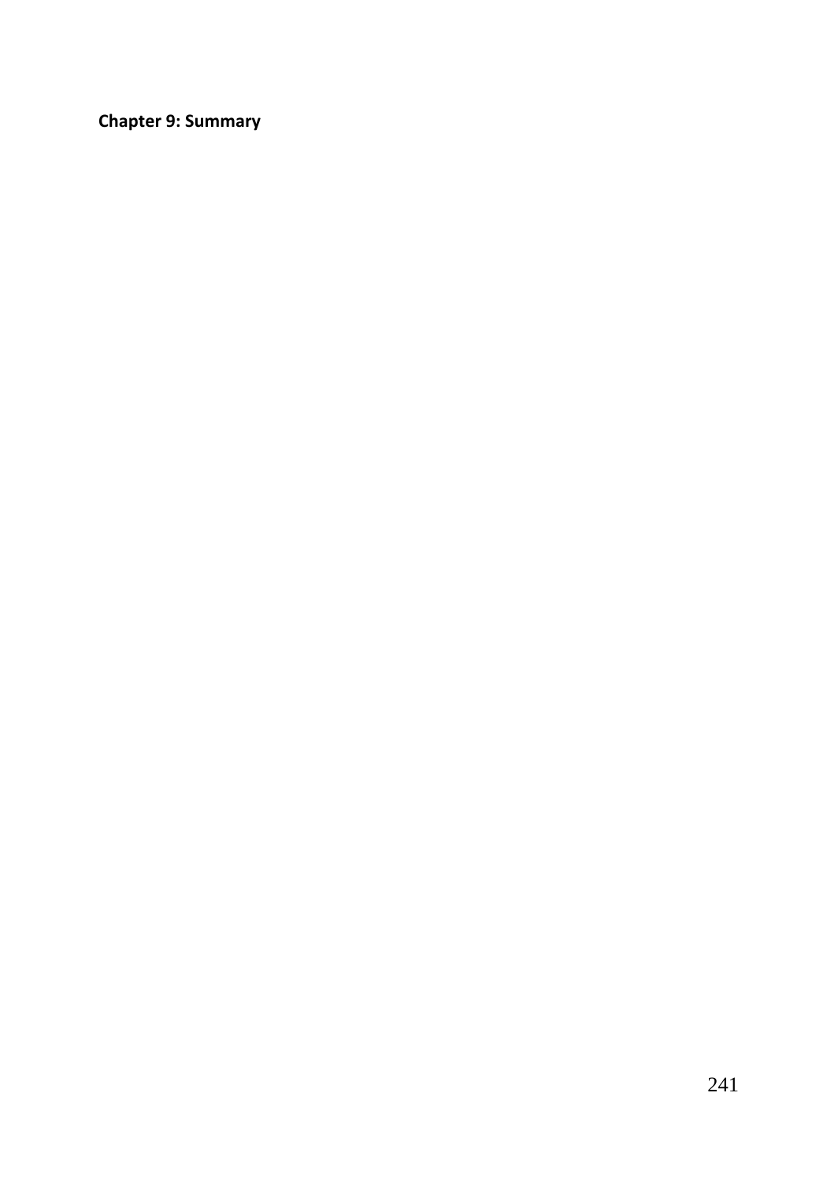# Chapter 9: Summary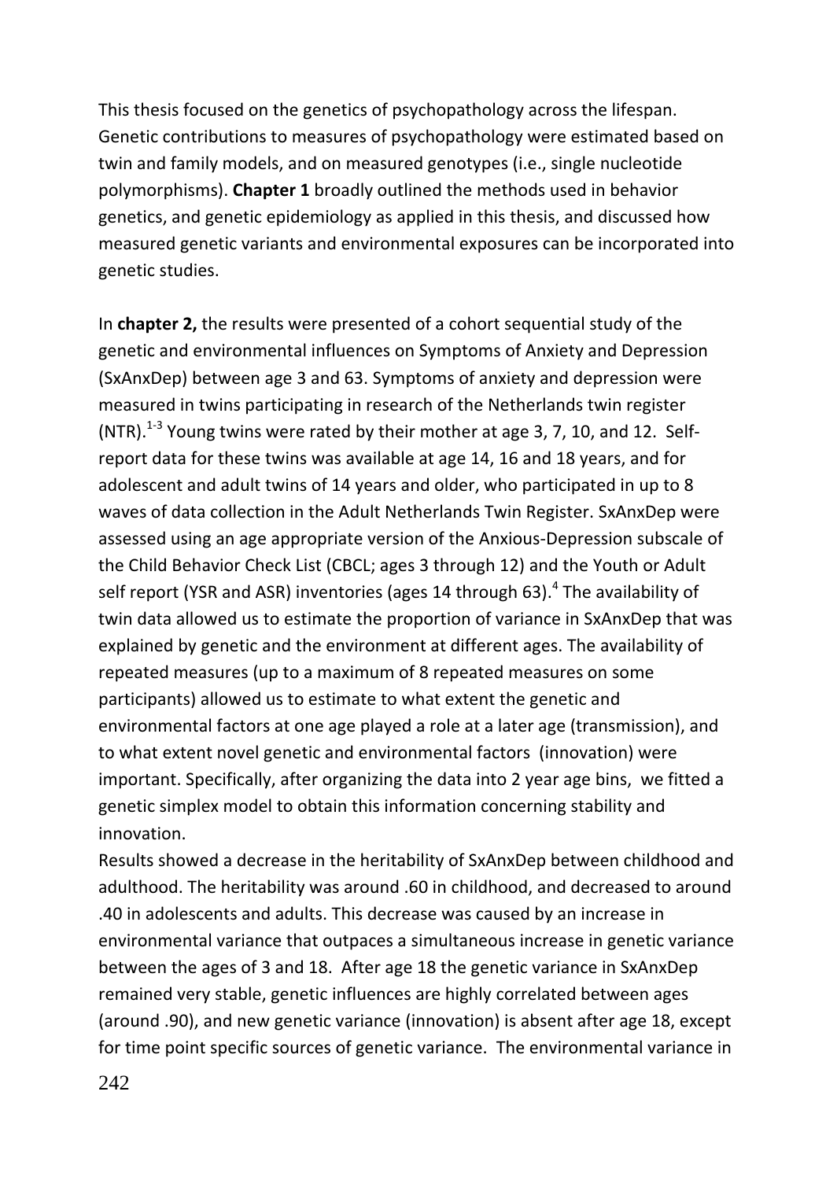This thesis focused on the genetics of psychopathology across the lifespan. Genetic contributions to measures of psychopathology were estimated based on twin and family models, and on measured genotypes (i.e., single nucleotide polymorphisms). **Chapter 1** broadly outlined the methods used in behavior genetics, and genetic epidemiology as applied in this thesis, and discussed how measured genetic variants and environmental exposures can be incorporated into genetic studies.

In **chapter 2,** the results were presented of a cohort sequential study of the genetic and environmental influences on Symptoms of Anxiety and Depression (SxAnxDep) between age 3 and 63. Symptoms of anxiety and depression were measured in twins participating in research of the Netherlands twin register (NTR).[1-3] Young twins were rated by their mother at age 3, 7, 10, and 12. Self-report data for these twins was available at age 14, 16 and 18 years, and for adolescent and adult twins of 14 years and older, who participated in up to 8 waves of data collection in the Adult Netherlands Twin Register. SxAnxDep were assessed using an age appropriate version of the Anxious-Depression subscale of the Child Behavior Check List (CBCL; ages 3 through 12) and the Youth or Adult self report (YSR and ASR) inventories (ages 14 through 63).[4] The availability of twin data allowed us to estimate the proportion of variance in SxAnxDep that was explained by genetic and the environment at different ages. The availability of repeated measures (up to a maximum of 8 repeated measures on some participants) allowed us to estimate to what extent the genetic and environmental factors at one age played a role at a later age (transmission), and to what extent novel genetic and environmental factors (innovation) were important. Specifically, after organizing the data into 2 year age bins, we fitted a genetic simplex model to obtain this information concerning stability and innovation.

Results showed a decrease in the heritability of SxAnxDep between childhood and adulthood. The heritability was around .60 in childhood, and decreased to around .40 in adolescents and adults. This decrease was caused by an increase in environmental variance that outpaces a simultaneous increase in genetic variance between the ages of 3 and 18. After age 18 the genetic variance in SxAnxDep remained very stable, genetic influences are highly correlated between ages (around .90), and new genetic variance (innovation) is absent after age 18, except for time point specific sources of genetic variance. The environmental variance in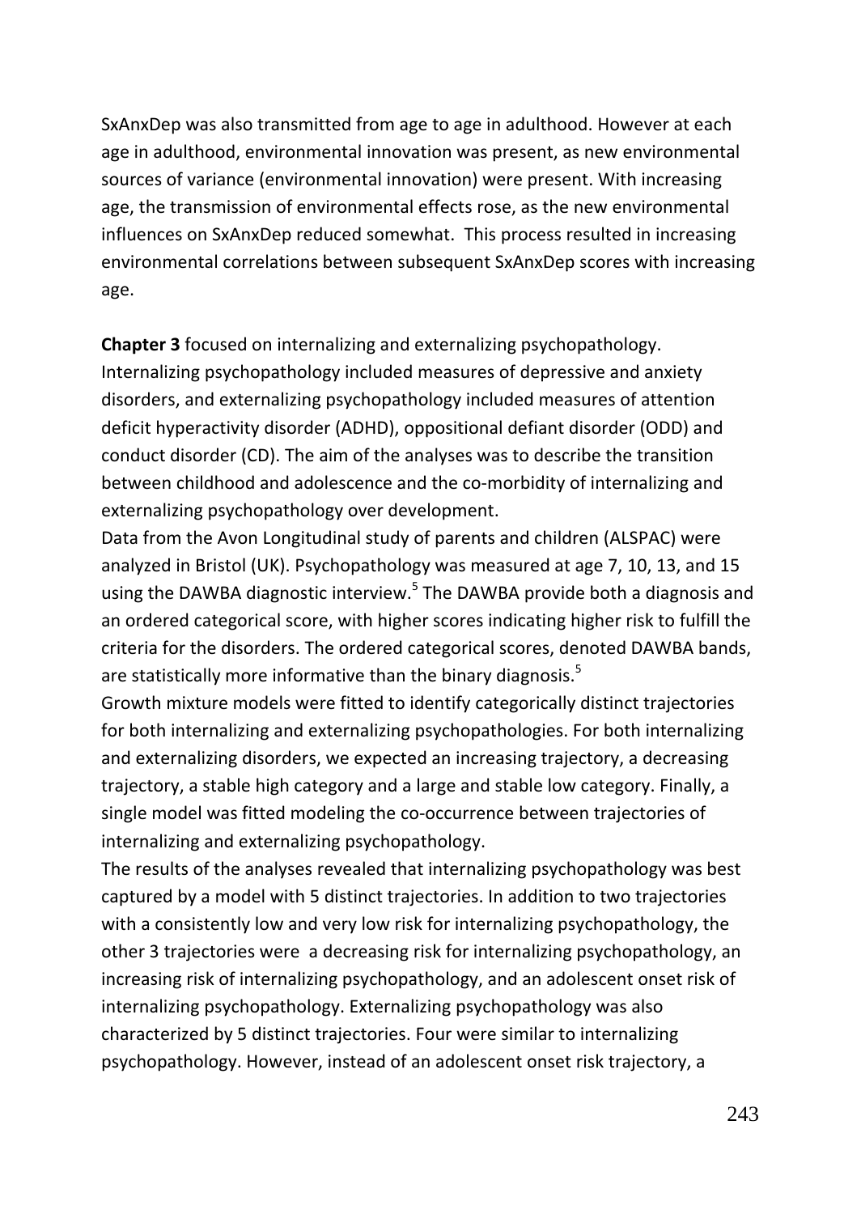SxAnxDep was also transmitted from age to age in adulthood. However at each age in adulthood, environmental innovation was present, as new environmental sources of variance (environmental innovation) were present. With increasing age, the transmission of environmental effects rose, as the new environmental influences on SxAnxDep reduced somewhat. This process resulted in increasing environmental correlations between subsequent SxAnxDep scores with increasing age.

**Chapter 3** focused on internalizing and externalizing psychopathology. Internalizing psychopathology included measures of depressive and anxiety disorders, and externalizing psychopathology included measures of attention deficit hyperactivity disorder (ADHD), oppositional defiant disorder (ODD) and conduct disorder (CD). The aim of the analyses was to describe the transition between childhood and adolescence and the co-morbidity of internalizing and externalizing psychopathology over development.

Data from the Avon Longitudinal study of parents and children (ALSPAC) were analyzed in Bristol (UK). Psychopathology was measured at age 7, 10, 13, and 15 using the DAWBA diagnostic interview.[5] The DAWBA provide both a diagnosis and an ordered categorical score, with higher scores indicating higher risk to fulfill the criteria for the disorders. The ordered categorical scores, denoted DAWBA bands, are statistically more informative than the binary diagnosis.[5]

Growth mixture models were fitted to identify categorically distinct trajectories for both internalizing and externalizing psychopathologies. For both internalizing and externalizing disorders, we expected an increasing trajectory, a decreasing trajectory, a stable high category and a large and stable low category. Finally, a single model was fitted modeling the co-occurrence between trajectories of internalizing and externalizing psychopathology.

The results of the analyses revealed that internalizing psychopathology was best captured by a model with 5 distinct trajectories. In addition to two trajectories with a consistently low and very low risk for internalizing psychopathology, the other 3 trajectories were a decreasing risk for internalizing psychopathology, an increasing risk of internalizing psychopathology, and an adolescent onset risk of internalizing psychopathology. Externalizing psychopathology was also characterized by 5 distinct trajectories. Four were similar to internalizing psychopathology. However, instead of an adolescent onset risk trajectory, a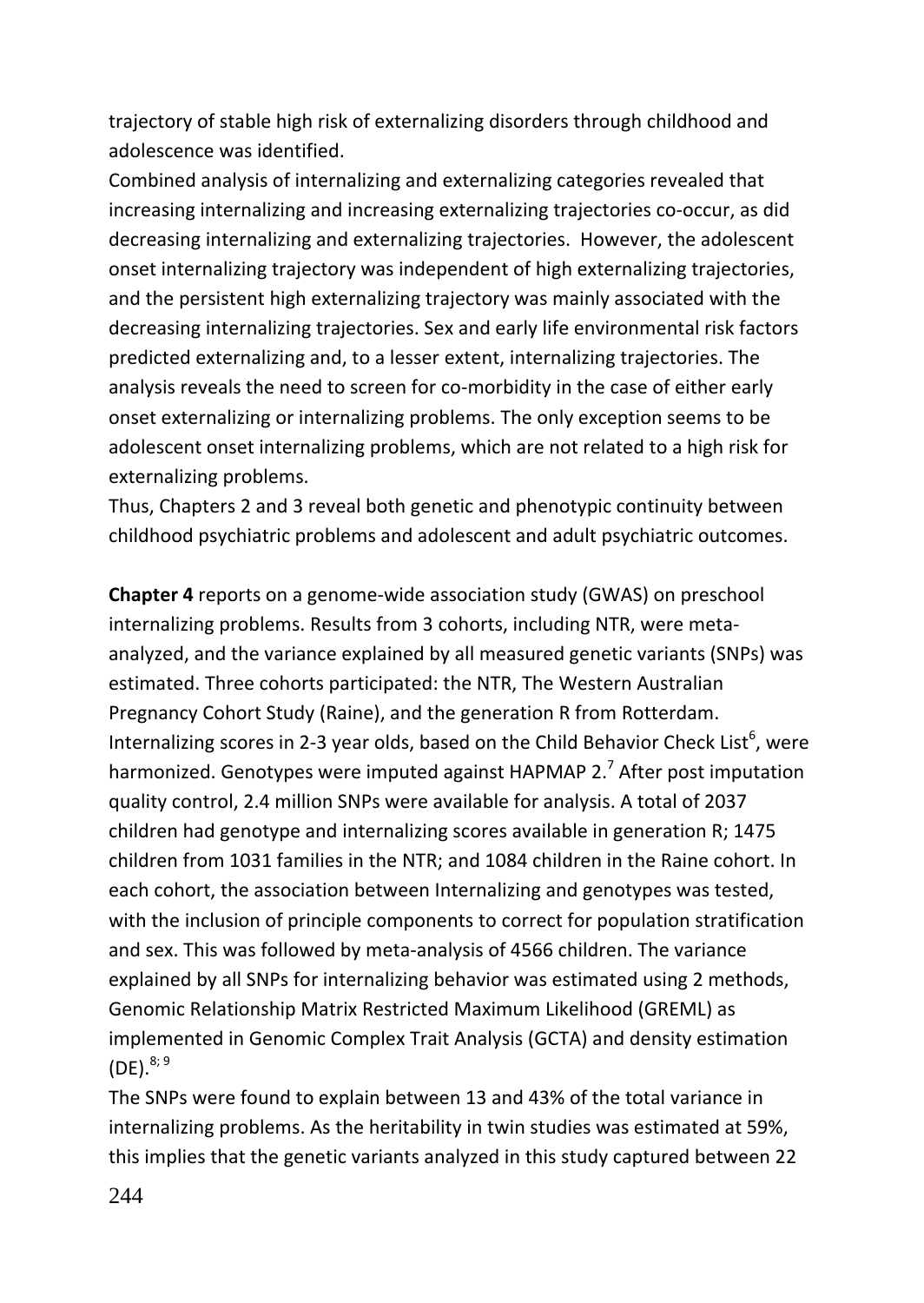trajectory of stable high risk of externalizing disorders through childhood and adolescence was identified.

Combined analysis of internalizing and externalizing categories revealed that increasing internalizing and increasing externalizing trajectories co-occur, as did decreasing internalizing and externalizing trajectories. However, the adolescent onset internalizing trajectory was independent of high externalizing trajectories, and the persistent high externalizing trajectory was mainly associated with the decreasing internalizing trajectories. Sex and early life environmental risk factors predicted externalizing and, to a lesser extent, internalizing trajectories. The analysis reveals the need to screen for co-morbidity in the case of either early onset externalizing or internalizing problems. The only exception seems to be adolescent onset internalizing problems, which are not related to a high risk for externalizing problems.

Thus, Chapters 2 and 3 reveal both genetic and phenotypic continuity between childhood psychiatric problems and adolescent and adult psychiatric outcomes.

**Chapter 4** reports on a genome-wide association study (GWAS) on preschool internalizing problems. Results from 3 cohorts, including NTR, were meta-analyzed, and the variance explained by all measured genetic variants (SNPs) was estimated. Three cohorts participated: the NTR, The Western Australian Pregnancy Cohort Study (Raine), and the generation R from Rotterdam. Internalizing scores in 2-3 year olds, based on the Child Behavior Check List[6], were harmonized. Genotypes were imputed against HAPMAP 2.[7] After post imputation quality control, 2.4 million SNPs were available for analysis. A total of 2037 children had genotype and internalizing scores available in generation R; 1475 children from 1031 families in the NTR; and 1084 children in the Raine cohort. In each cohort, the association between Internalizing and genotypes was tested, with the inclusion of principle components to correct for population stratification and sex. This was followed by meta-analysis of 4566 children. The variance explained by all SNPs for internalizing behavior was estimated using 2 methods, Genomic Relationship Matrix Restricted Maximum Likelihood (GREML) as implemented in Genomic Complex Trait Analysis (GCTA) and density estimation (DE).[8; 9]

The SNPs were found to explain between 13 and 43% of the total variance in internalizing problems. As the heritability in twin studies was estimated at 59%, this implies that the genetic variants analyzed in this study captured between 22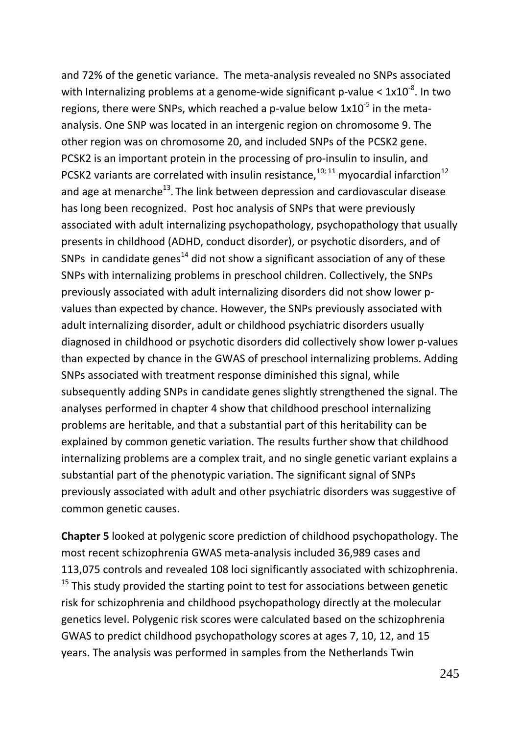and 72% of the genetic variance. The meta-analysis revealed no SNPs associated with Internalizing problems at a genome-wide significant p-value < $1x10^{-8}$. In two regions, there were SNPs, which reached a p-value below $1x10^{-5}$ in the meta-analysis. One SNP was located in an intergenic region on chromosome 9. The other region was on chromosome 20, and included SNPs of the PCSK2 gene. PCSK2 is an important protein in the processing of pro-insulin to insulin, and PCSK2 variants are correlated with insulin resistance,[10; 11] myocardial infarction[12] and age at menarche[13]. The link between depression and cardiovascular disease has long been recognized. Post hoc analysis of SNPs that were previously associated with adult internalizing psychopathology, psychopathology that usually presents in childhood (ADHD, conduct disorder), or psychotic disorders, and of SNPs in candidate genes[14] did not show a significant association of any of these SNPs with internalizing problems in preschool children. Collectively, the SNPs previously associated with adult internalizing disorders did not show lower p-values than expected by chance. However, the SNPs previously associated with adult internalizing disorder, adult or childhood psychiatric disorders usually diagnosed in childhood or psychotic disorders did collectively show lower p-values than expected by chance in the GWAS of preschool internalizing problems. Adding SNPs associated with treatment response diminished this signal, while subsequently adding SNPs in candidate genes slightly strengthened the signal. The analyses performed in chapter 4 show that childhood preschool internalizing problems are heritable, and that a substantial part of this heritability can be explained by common genetic variation. The results further show that childhood internalizing problems are a complex trait, and no single genetic variant explains a substantial part of the phenotypic variation. The significant signal of SNPs previously associated with adult and other psychiatric disorders was suggestive of common genetic causes.

**Chapter 5** looked at polygenic score prediction of childhood psychopathology. The most recent schizophrenia GWAS meta-analysis included 36,989 cases and 113,075 controls and revealed 108 loci significantly associated with schizophrenia. [15] This study provided the starting point to test for associations between genetic risk for schizophrenia and childhood psychopathology directly at the molecular genetics level. Polygenic risk scores were calculated based on the schizophrenia GWAS to predict childhood psychopathology scores at ages 7, 10, 12, and 15 years. The analysis was performed in samples from the Netherlands Twin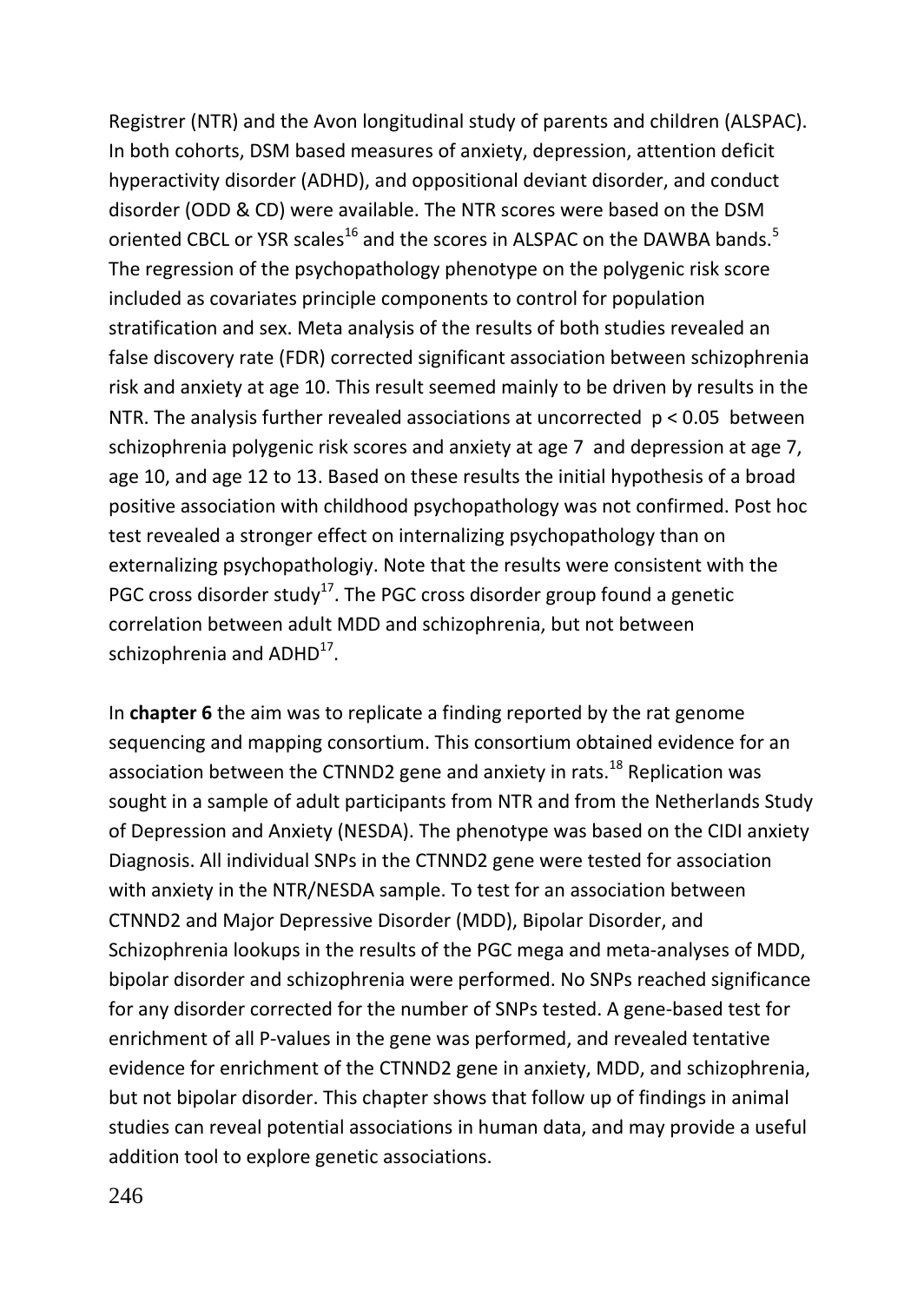Registrer (NTR) and the Avon longitudinal study of parents and children (ALSPAC). In both cohorts, DSM based measures of anxiety, depression, attention deficit hyperactivity disorder (ADHD), and oppositional deviant disorder, and conduct disorder (ODD & CD) were available. The NTR scores were based on the DSM oriented CBCL or YSR scales[16] and the scores in ALSPAC on the DAWBA bands.[5] The regression of the psychopathology phenotype on the polygenic risk score included as covariates principle components to control for population stratification and sex. Meta analysis of the results of both studies revealed an false discovery rate (FDR) corrected significant association between schizophrenia risk and anxiety at age 10. This result seemed mainly to be driven by results in the NTR. The analysis further revealed associations at uncorrected $p < 0.05$ between schizophrenia polygenic risk scores and anxiety at age 7 and depression at age 7, age 10, and age 12 to 13. Based on these results the initial hypothesis of a broad positive association with childhood psychopathology was not confirmed. Post hoc test revealed a stronger effect on internalizing psychopathology than on externalizing psychopathologiy. Note that the results were consistent with the PGC cross disorder study[17]. The PGC cross disorder group found a genetic correlation between adult MDD and schizophrenia, but not between schizophrenia and ADHD[17].

In **chapter 6** the aim was to replicate a finding reported by the rat genome sequencing and mapping consortium. This consortium obtained evidence for an association between the CTNND2 gene and anxiety in rats.[18] Replication was sought in a sample of adult participants from NTR and from the Netherlands Study of Depression and Anxiety (NESDA). The phenotype was based on the CIDI anxiety Diagnosis. All individual SNPs in the CTNND2 gene were tested for association with anxiety in the NTR/NESDA sample. To test for an association between CTNND2 and Major Depressive Disorder (MDD), Bipolar Disorder, and Schizophrenia lookups in the results of the PGC mega and meta-analyses of MDD, bipolar disorder and schizophrenia were performed. No SNPs reached significance for any disorder corrected for the number of SNPs tested. A gene-based test for enrichment of all P-values in the gene was performed, and revealed tentative evidence for enrichment of the CTNND2 gene in anxiety, MDD, and schizophrenia, but not bipolar disorder. This chapter shows that follow up of findings in animal studies can reveal potential associations in human data, and may provide a useful addition tool to explore genetic associations.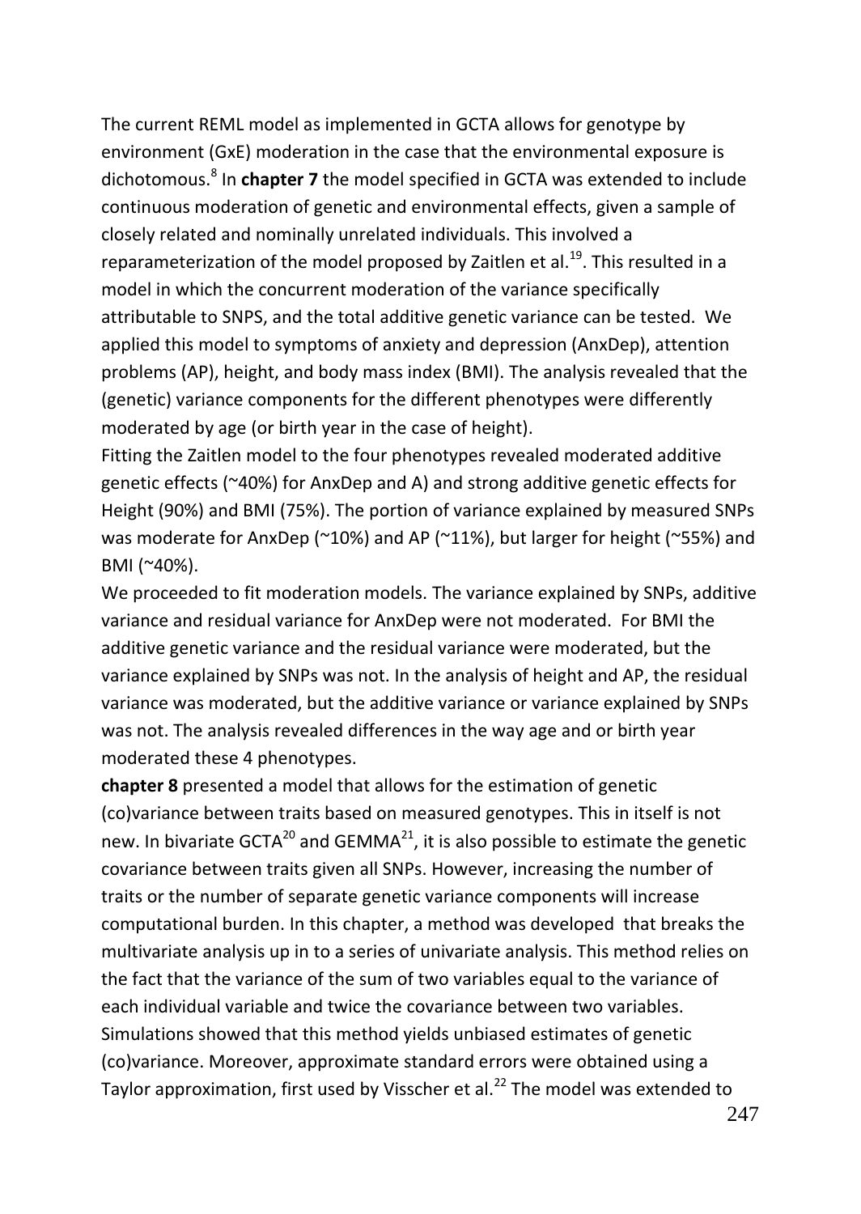The current REML model as implemented in GCTA allows for genotype by environment (GxE) moderation in the case that the environmental exposure is dichotomous.[8] In **chapter 7** the model specified in GCTA was extended to include continuous moderation of genetic and environmental effects, given a sample of closely related and nominally unrelated individuals. This involved a reparameterization of the model proposed by Zaitlen et al.[19]. This resulted in a model in which the concurrent moderation of the variance specifically attributable to SNPS, and the total additive genetic variance can be tested. We applied this model to symptoms of anxiety and depression (AnxDep), attention problems (AP), height, and body mass index (BMI). The analysis revealed that the (genetic) variance components for the different phenotypes were differently moderated by age (or birth year in the case of height).

Fitting the Zaitlen model to the four phenotypes revealed moderated additive genetic effects (~40%) for AnxDep and A) and strong additive genetic effects for Height (90%) and BMI (75%). The portion of variance explained by measured SNPs was moderate for AnxDep (~10%) and AP (~11%), but larger for height (~55%) and BMI (~40%).

We proceeded to fit moderation models. The variance explained by SNPs, additive variance and residual variance for AnxDep were not moderated. For BMI the additive genetic variance and the residual variance were moderated, but the variance explained by SNPs was not. In the analysis of height and AP, the residual variance was moderated, but the additive variance or variance explained by SNPs was not. The analysis revealed differences in the way age and or birth year moderated these 4 phenotypes.

**chapter 8** presented a model that allows for the estimation of genetic (co)variance between traits based on measured genotypes. This in itself is not new. In bivariate GCTA[20] and GEMMA[21], it is also possible to estimate the genetic covariance between traits given all SNPs. However, increasing the number of traits or the number of separate genetic variance components will increase computational burden. In this chapter, a method was developed that breaks the multivariate analysis up in to a series of univariate analysis. This method relies on the fact that the variance of the sum of two variables equal to the variance of each individual variable and twice the covariance between two variables. Simulations showed that this method yields unbiased estimates of genetic (co)variance. Moreover, approximate standard errors were obtained using a Taylor approximation, first used by Visscher et al.[22] The model was extended to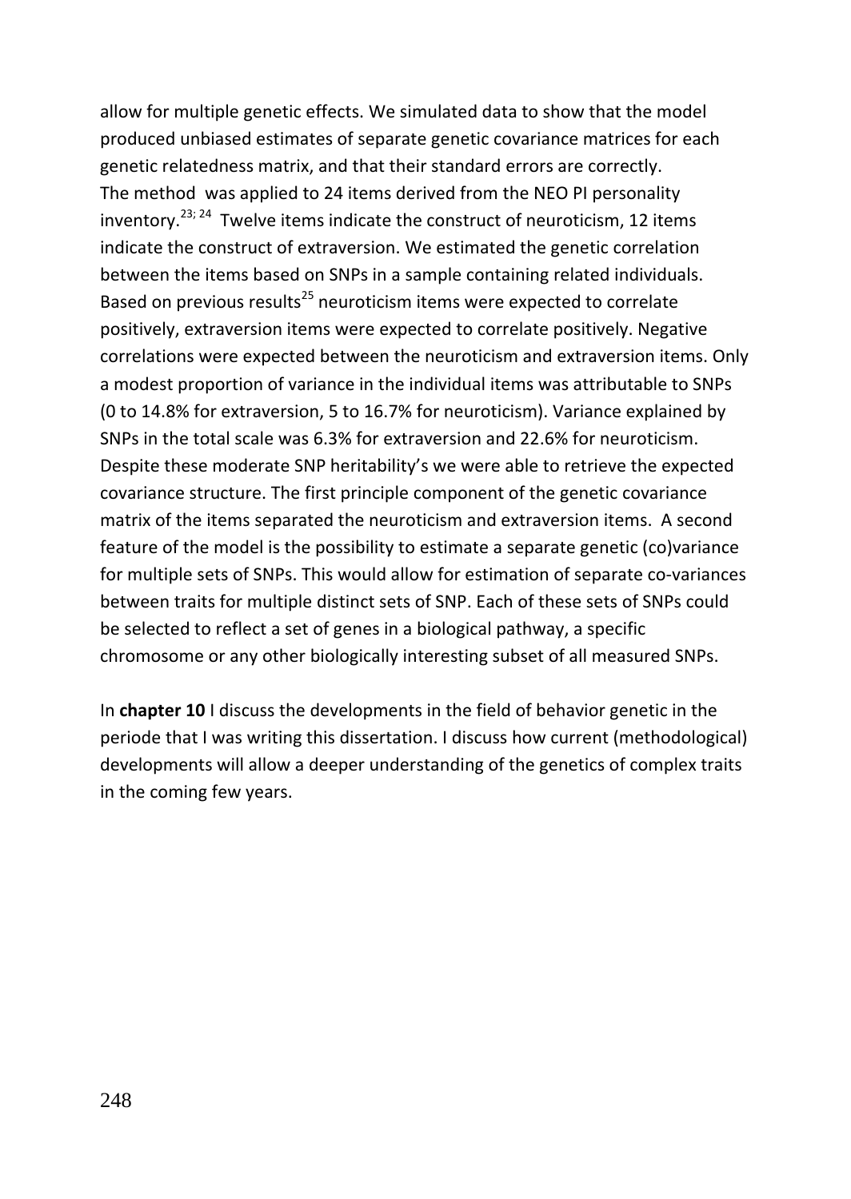allow for multiple genetic effects. We simulated data to show that the model produced unbiased estimates of separate genetic covariance matrices for each genetic relatedness matrix, and that their standard errors are correctly.
The method was applied to 24 items derived from the NEO PI personality inventory.[23; 24] Twelve items indicate the construct of neuroticism, 12 items indicate the construct of extraversion. We estimated the genetic correlation between the items based on SNPs in a sample containing related individuals. Based on previous results[25] neuroticism items were expected to correlate positively, extraversion items were expected to correlate positively. Negative correlations were expected between the neuroticism and extraversion items. Only a modest proportion of variance in the individual items was attributable to SNPs (0 to 14.8% for extraversion, 5 to 16.7% for neuroticism). Variance explained by SNPs in the total scale was 6.3% for extraversion and 22.6% for neuroticism. Despite these moderate SNP heritability's we were able to retrieve the expected covariance structure. The first principle component of the genetic covariance matrix of the items separated the neuroticism and extraversion items. A second feature of the model is the possibility to estimate a separate genetic (co)variance for multiple sets of SNPs. This would allow for estimation of separate co-variances between traits for multiple distinct sets of SNP. Each of these sets of SNPs could be selected to reflect a set of genes in a biological pathway, a specific chromosome or any other biologically interesting subset of all measured SNPs.

In **chapter 10** I discuss the developments in the field of behavior genetic in the periode that I was writing this dissertation. I discuss how current (methodological) developments will allow a deeper understanding of the genetics of complex traits in the coming few years.